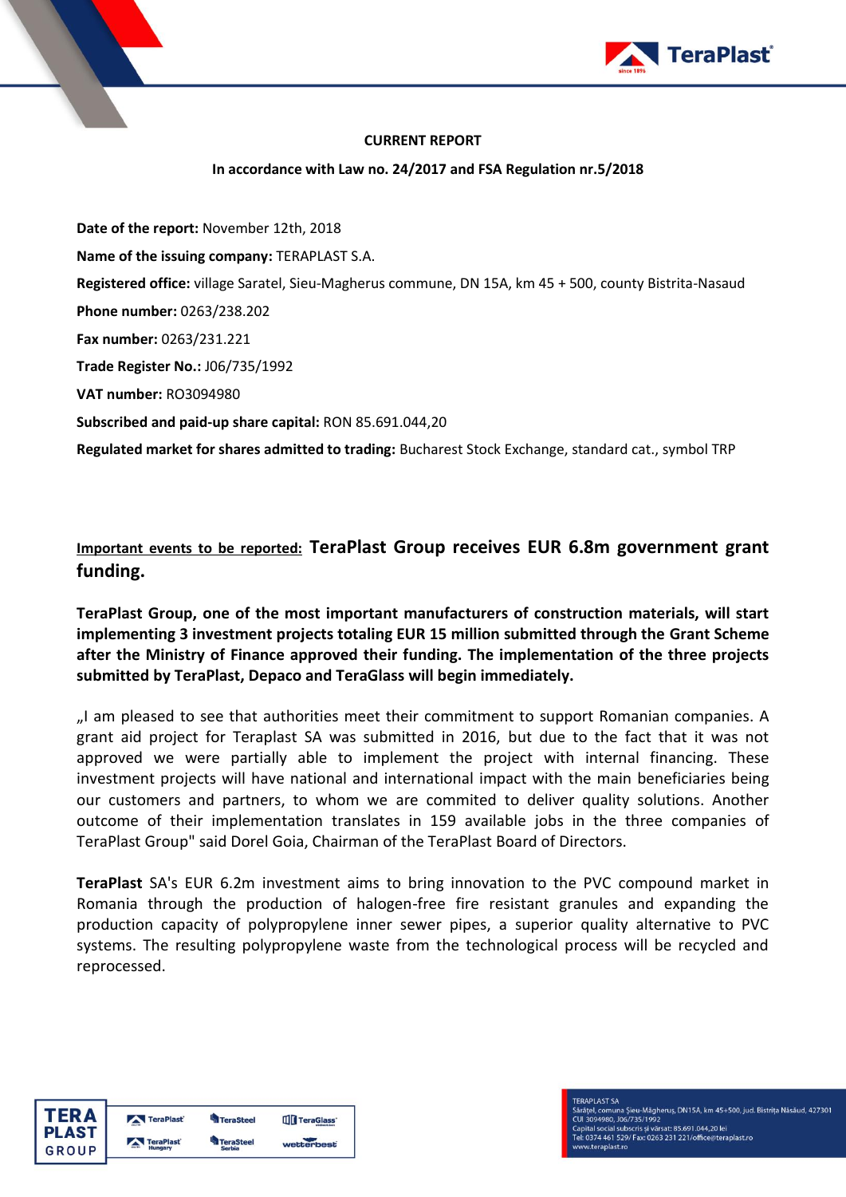**CURRENT REPORT**

**In accordance with Law no. 24/2017 and FSA Regulation nr.5/2018**

**Date of the report:** November 12th, 2018

**Name of the issuing company:** TERAPLAST S.A.

**Registered office:** village Saratel, Sieu-Magherus commune, DN 15A, km 45 + 500, county Bistrita-Nasaud

**Phone number:** 0263/238.202

**Fax number:** 0263/231.221

**Trade Register No.:** J06/735/1992

**VAT number:** RO3094980

**Subscribed and paid-up share capital:** RON 85.691.044,20

**Regulated market for shares admitted to trading:** Bucharest Stock Exchange, standard cat., symbol TRP

**Important events to be reported: TeraPlast Group receives EUR 6.8m government grant funding.**

**TeraPlast Group, one of the most important manufacturers of construction materials, will start implementing 3 investment projects totaling EUR 15 million submitted through the Grant Scheme after the Ministry of Finance approved their funding. The implementation of the three projects submitted by TeraPlast, Depaco and TeraGlass will begin immediately.**

„I am pleased to see that authorities meet their commitment to support Romanian companies. A grant aid project for Teraplast SA was submitted in 2016, but due to the fact that it was not approved we were partially able to implement the project with internal financing. These investment projects will have national and international impact with the main beneficiaries being our customers and partners, to whom we are commited to deliver quality solutions. Another outcome of their implementation translates in 159 available jobs in the three companies of TeraPlast Group" said Dorel Goia, Chairman of the TeraPlast Board of Directors.

**TeraPlast** SA's EUR 6.2m investment aims to bring innovation to the PVC compound market in Romania through the production of halogen-free fire resistant granules and expanding the production capacity of polypropylene inner sewer pipes, a superior quality alternative to PVC systems. The resulting polypropylene waste from the technological process will be recycled and reprocessed.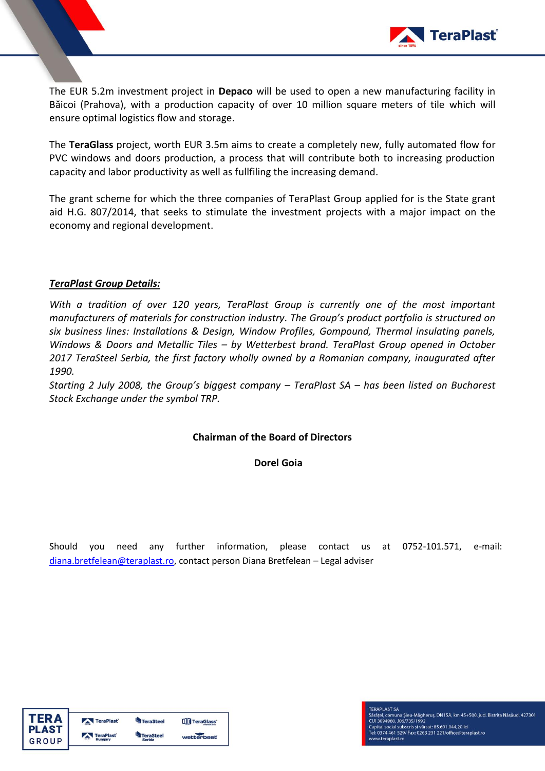The EUR 5.2m investment project in **Depaco** will be used to open a new manufacturing facility in Băicoi (Prahova), with a production capacity of over 10 million square meters of tile which will ensure optimal logistics flow and storage.

The **TeraGlass** project, worth EUR 3.5m aims to create a completely new, fully automated flow for PVC windows and doors production, a process that will contribute both to increasing production capacity and labor productivity as well as fullfiling the increasing demand.

The grant scheme for which the three companies of TeraPlast Group applied for is the State grant aid H.G. 807/2014, that seeks to stimulate the investment projects with a major impact on the economy and regional development.

***TeraPlast Group Details:***

*With a tradition of over 120 years, TeraPlast Group is currently one of the most important manufacturers of materials for construction industry. The Group's product portfolio is structured on six business lines: Installations & Design, Window Profiles, Gompound, Thermal insulating panels, Windows & Doors and Metallic Tiles – by Wetterbest brand. TeraPlast Group opened in October 2017 TeraSteel Serbia, the first factory wholly owned by a Romanian company, inaugurated after 1990.*

*Starting 2 July 2008, the Group's biggest company – TeraPlast SA – has been listed on Bucharest Stock Exchange under the symbol TRP.*

**Chairman of the Board of Directors**

**Dorel Goia**

Should you need any further information, please contact us at 0752-101.571, e-mail: diana.bretfelean@teraplast.ro, contact person Diana Bretfelean – Legal adviser